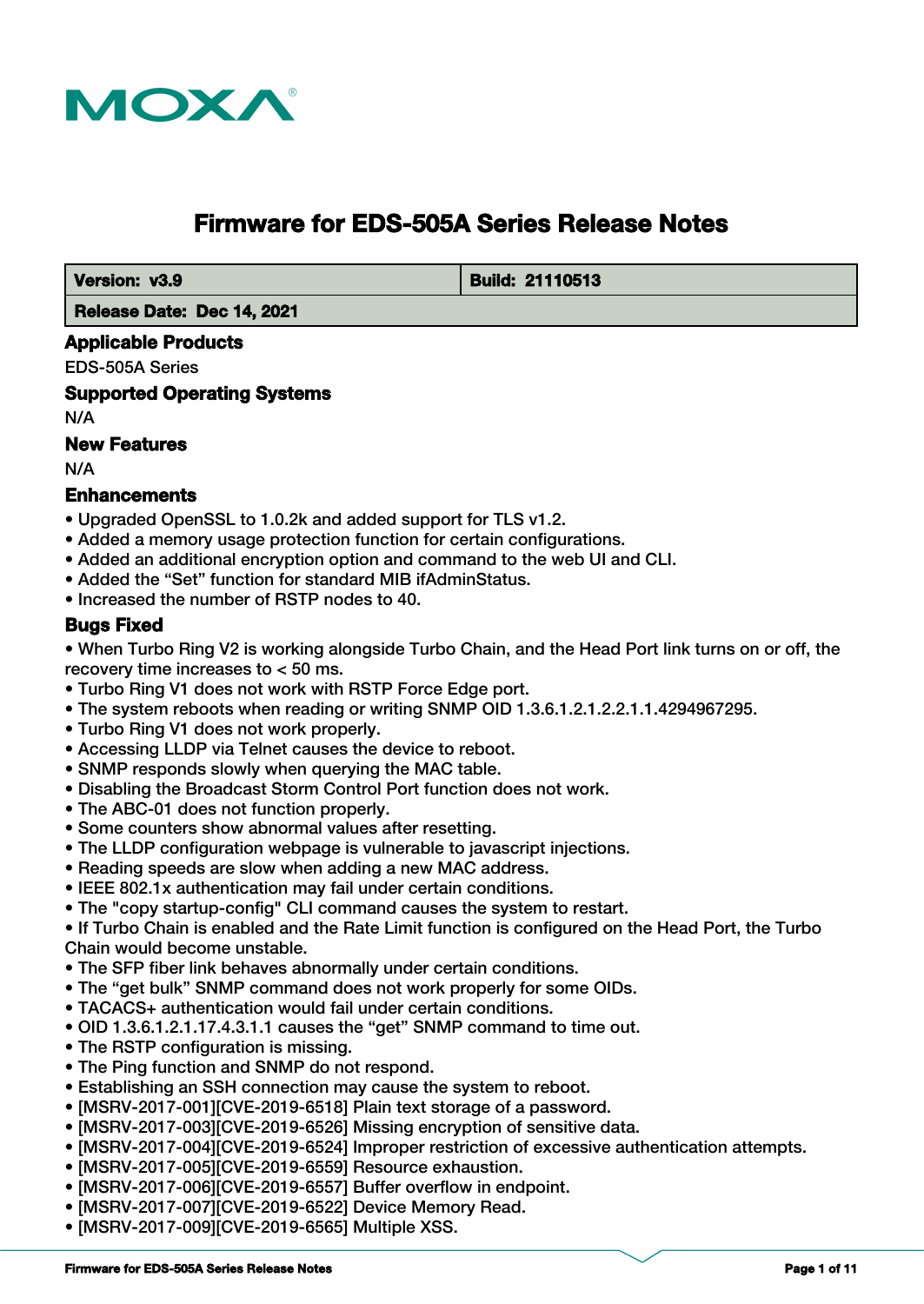MOXA®

# Firmware for EDS-505A Series Release Notes

| **Version: v3.9** | **Build: 21110513** |
| --- | --- |
| **Release Date: Dec 14, 2021** | |

## Applicable Products

EDS-505A Series

## Supported Operating Systems

N/A

## New Features

N/A

## Enhancements

- Upgraded OpenSSL to 1.0.2k and added support for TLS v1.2.
- Added a memory usage protection function for certain configurations.
- Added an additional encryption option and command to the web UI and CLI.
- Added the "Set" function for standard MIB ifAdminStatus.
- Increased the number of RSTP nodes to 40.

## Bugs Fixed

- When Turbo Ring V2 is working alongside Turbo Chain, and the Head Port link turns on or off, the recovery time increases to < 50 ms.
- Turbo Ring V1 does not work with RSTP Force Edge port.
- The system reboots when reading or writing SNMP OID 1.3.6.1.2.1.2.2.1.1.4294967295.
- Turbo Ring V1 does not work properly.
- Accessing LLDP via Telnet causes the device to reboot.
- SNMP responds slowly when querying the MAC table.
- Disabling the Broadcast Storm Control Port function does not work.
- The ABC-01 does not function properly.
- Some counters show abnormal values after resetting.
- The LLDP configuration webpage is vulnerable to javascript injections.
- Reading speeds are slow when adding a new MAC address.
- IEEE 802.1x authentication may fail under certain conditions.
- The "copy startup-config" CLI command causes the system to restart.
- If Turbo Chain is enabled and the Rate Limit function is configured on the Head Port, the Turbo Chain would become unstable.
- The SFP fiber link behaves abnormally under certain conditions.
- The "get bulk" SNMP command does not work properly for some OIDs.
- TACACS+ authentication would fail under certain conditions.
- OID 1.3.6.1.2.1.17.4.3.1.1 causes the "get" SNMP command to time out.
- The RSTP configuration is missing.
- The Ping function and SNMP do not respond.
- Establishing an SSH connection may cause the system to reboot.
- [MSRV-2017-001][CVE-2019-6518] Plain text storage of a password.
- [MSRV-2017-003][CVE-2019-6526] Missing encryption of sensitive data.
- [MSRV-2017-004][CVE-2019-6524] Improper restriction of excessive authentication attempts.
- [MSRV-2017-005][CVE-2019-6559] Resource exhaustion.
- [MSRV-2017-006][CVE-2019-6557] Buffer overflow in endpoint.
- [MSRV-2017-007][CVE-2019-6522] Device Memory Read.
- [MSRV-2017-009][CVE-2019-6565] Multiple XSS.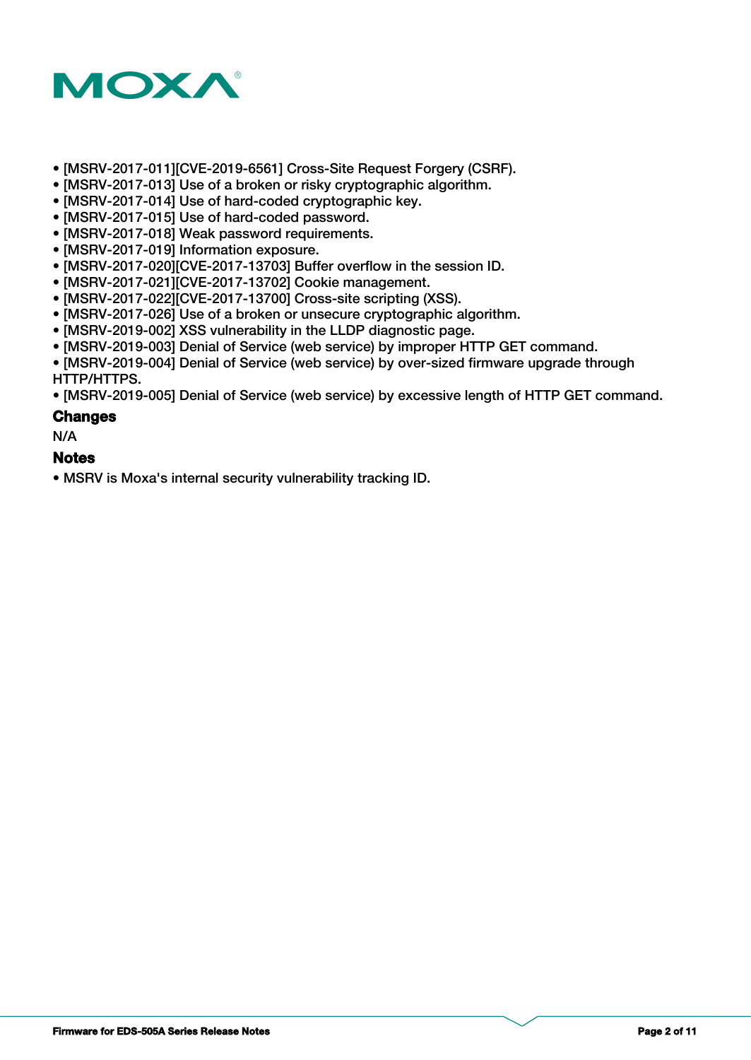- [MSRV-2017-011][CVE-2019-6561] Cross-Site Request Forgery (CSRF).
- [MSRV-2017-013] Use of a broken or risky cryptographic algorithm.
- [MSRV-2017-014] Use of hard-coded cryptographic key.
- [MSRV-2017-015] Use of hard-coded password.
- [MSRV-2017-018] Weak password requirements.
- [MSRV-2017-019] Information exposure.
- [MSRV-2017-020][CVE-2017-13703] Buffer overflow in the session ID.
- [MSRV-2017-021][CVE-2017-13702] Cookie management.
- [MSRV-2017-022][CVE-2017-13700] Cross-site scripting (XSS).
- [MSRV-2017-026] Use of a broken or unsecure cryptographic algorithm.
- [MSRV-2019-002] XSS vulnerability in the LLDP diagnostic page.
- [MSRV-2019-003] Denial of Service (web service) by improper HTTP GET command.
- [MSRV-2019-004] Denial of Service (web service) by over-sized firmware upgrade through HTTP/HTTPS.
- [MSRV-2019-005] Denial of Service (web service) by excessive length of HTTP GET command.

### Changes

N/A

### Notes

- MSRV is Moxa's internal security vulnerability tracking ID.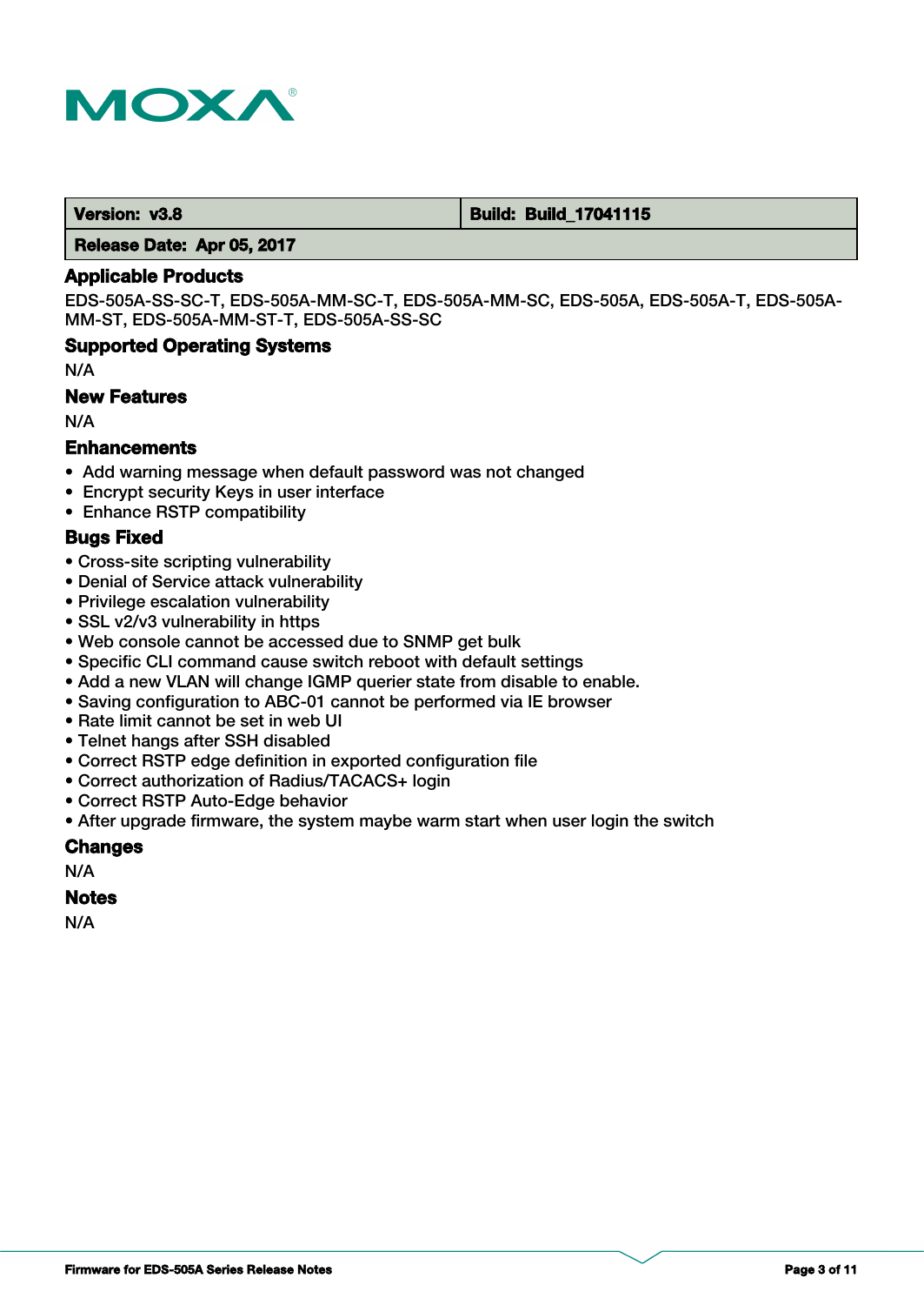| Version: v3.8 | Build: Build_17041115 |
| --- | --- |
| Release Date: Apr 05, 2017 | |

## Applicable Products

EDS-505A-SS-SC-T, EDS-505A-MM-SC-T, EDS-505A-MM-SC, EDS-505A, EDS-505A-T, EDS-505A-MM-ST, EDS-505A-MM-ST-T, EDS-505A-SS-SC

## Supported Operating Systems

N/A

## New Features

N/A

## Enhancements

- Add warning message when default password was not changed
- Encrypt security Keys in user interface
- Enhance RSTP compatibility

## Bugs Fixed

- Cross-site scripting vulnerability
- Denial of Service attack vulnerability
- Privilege escalation vulnerability
- SSL v2/v3 vulnerability in https
- Web console cannot be accessed due to SNMP get bulk
- Specific CLI command cause switch reboot with default settings
- Add a new VLAN will change IGMP querier state from disable to enable.
- Saving configuration to ABC-01 cannot be performed via IE browser
- Rate limit cannot be set in web UI
- Telnet hangs after SSH disabled
- Correct RSTP edge definition in exported configuration file
- Correct authorization of Radius/TACACS+ login
- Correct RSTP Auto-Edge behavior
- After upgrade firmware, the system maybe warm start when user login the switch

## Changes

N/A

## Notes

N/A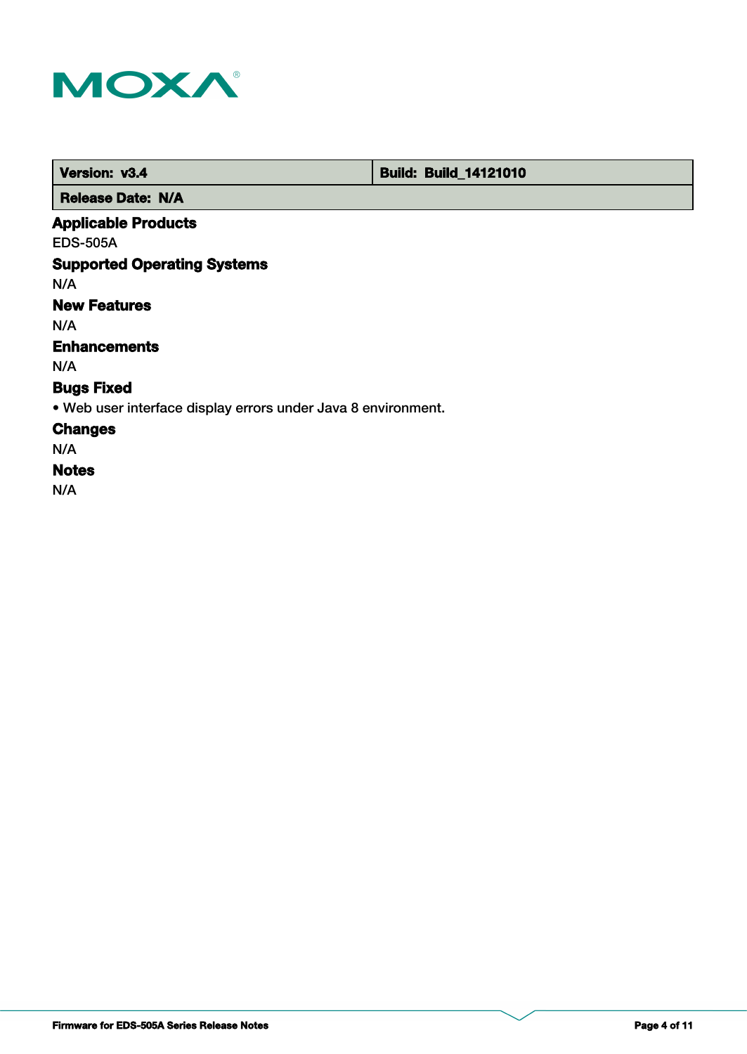| Version: v3.4 | Build: Build_14121010 |
|---|---|
| Release Date: N/A | |

### Applicable Products

EDS-505A

### Supported Operating Systems

N/A

### New Features

N/A

### Enhancements

N/A

### Bugs Fixed

• Web user interface display errors under Java 8 environment.

### Changes

N/A

### Notes

N/A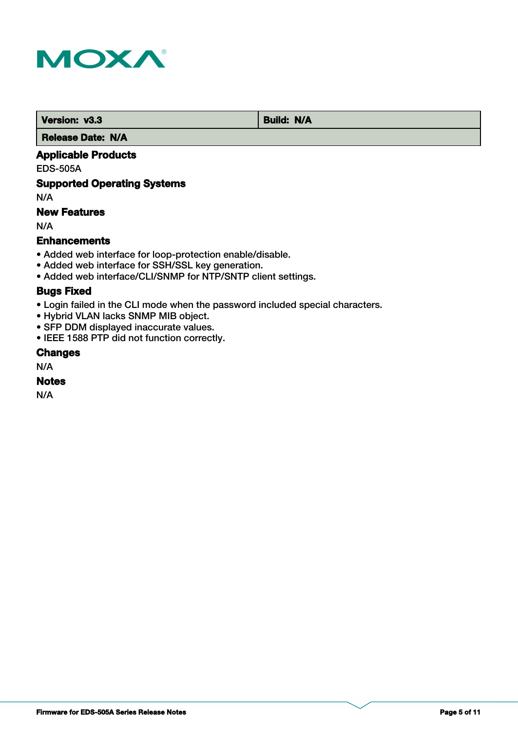| Version: v3.3 | Build: N/A |
| --- | --- |
| Release Date: N/A | |

### Applicable Products

EDS-505A

### Supported Operating Systems

N/A

### New Features

N/A

### Enhancements

- Added web interface for loop-protection enable/disable.
- Added web interface for SSH/SSL key generation.
- Added web interface/CLI/SNMP for NTP/SNTP client settings.

### Bugs Fixed

- Login failed in the CLI mode when the password included special characters.
- Hybrid VLAN lacks SNMP MIB object.
- SFP DDM displayed inaccurate values.
- IEEE 1588 PTP did not function correctly.

### Changes

N/A

### Notes

N/A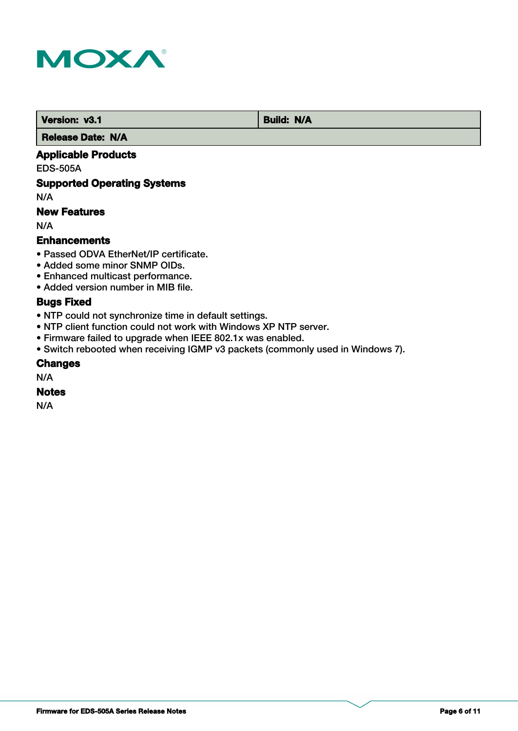| Version: v3.1 | Build: N/A |
| --- | --- |
| Release Date: N/A | |

### Applicable Products

EDS-505A

### Supported Operating Systems

N/A

### New Features

N/A

### Enhancements

- Passed ODVA EtherNet/IP certificate.
- Added some minor SNMP OIDs.
- Enhanced multicast performance.
- Added version number in MIB file.

### Bugs Fixed

- NTP could not synchronize time in default settings.
- NTP client function could not work with Windows XP NTP server.
- Firmware failed to upgrade when IEEE 802.1x was enabled.
- Switch rebooted when receiving IGMP v3 packets (commonly used in Windows 7).

### Changes

N/A

### Notes

N/A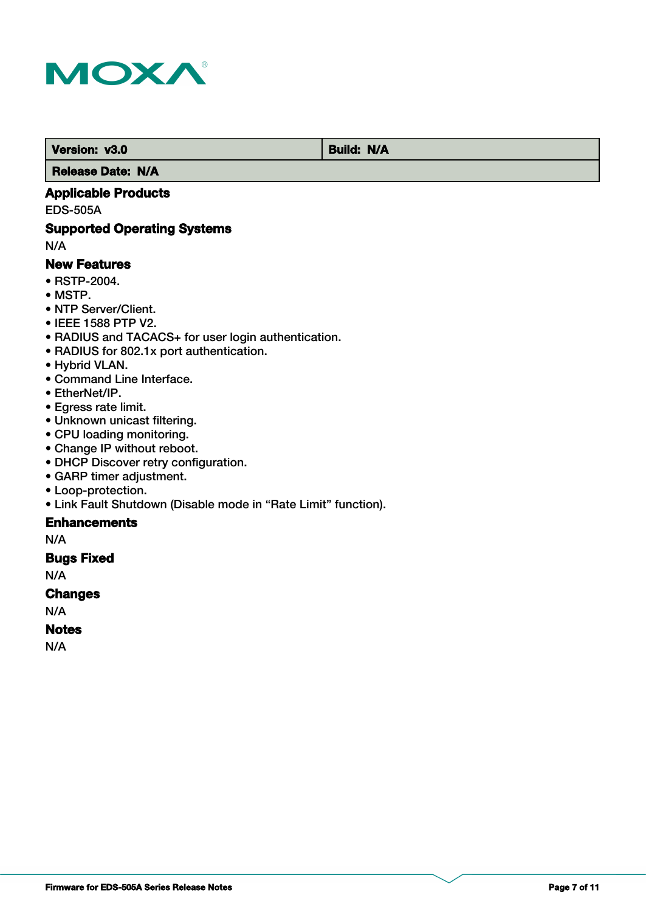| Version: v3.0 | Build: N/A |
| --- | --- |
| Release Date: N/A | |

### Applicable Products

EDS-505A

### Supported Operating Systems

N/A

### New Features

- RSTP-2004.
- MSTP.
- NTP Server/Client.
- IEEE 1588 PTP V2.
- RADIUS and TACACS+ for user login authentication.
- RADIUS for 802.1x port authentication.
- Hybrid VLAN.
- Command Line Interface.
- EtherNet/IP.
- Egress rate limit.
- Unknown unicast filtering.
- CPU loading monitoring.
- Change IP without reboot.
- DHCP Discover retry configuration.
- GARP timer adjustment.
- Loop-protection.
- Link Fault Shutdown (Disable mode in “Rate Limit” function).

### Enhancements

N/A

### Bugs Fixed

N/A

### Changes

N/A

### Notes

N/A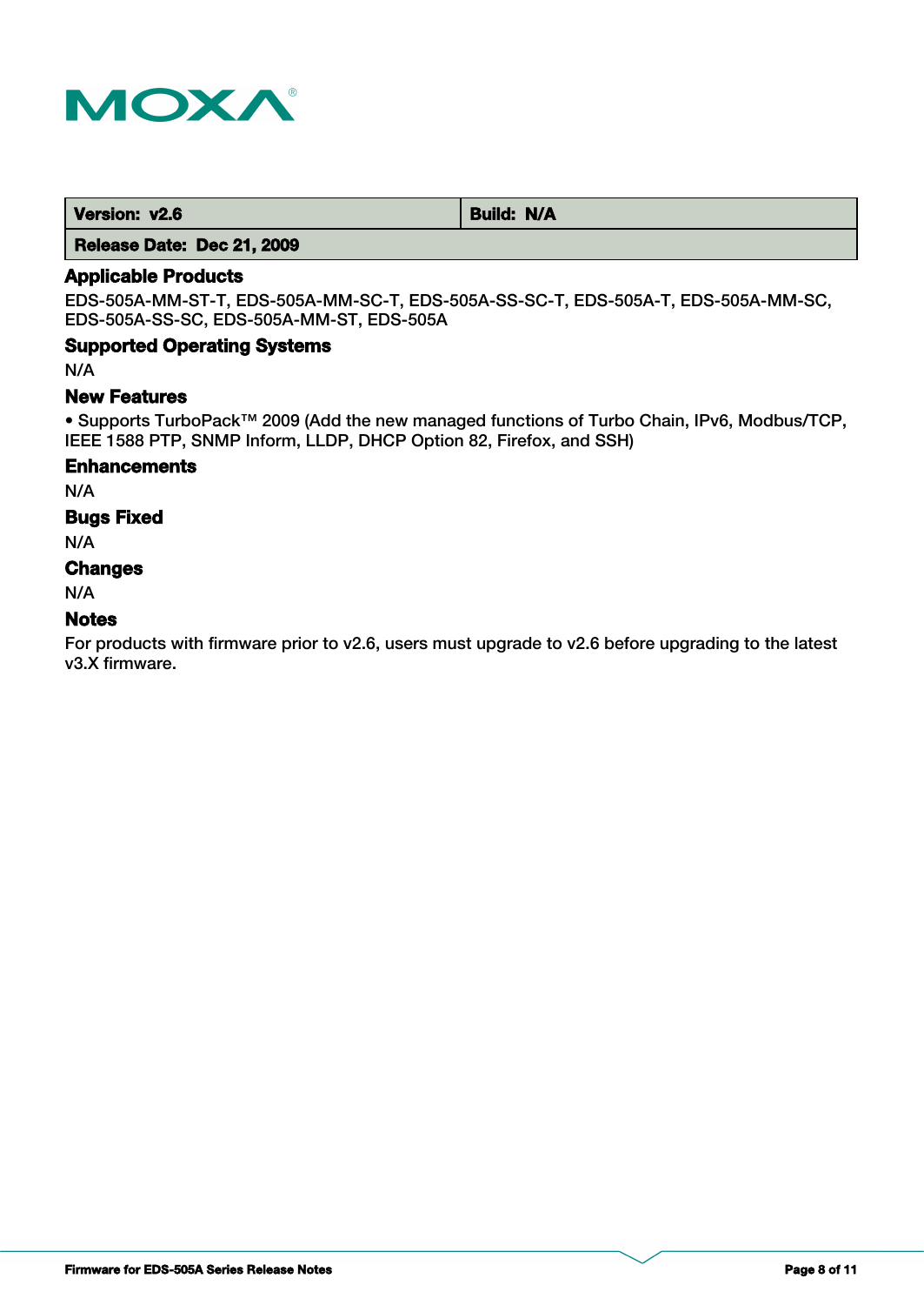| Version: v2.6 | Build: N/A |
| --- | --- |
| Release Date: Dec 21, 2009 | |

### Applicable Products

EDS-505A-MM-ST-T, EDS-505A-MM-SC-T, EDS-505A-SS-SC-T, EDS-505A-T, EDS-505A-MM-SC, EDS-505A-SS-SC, EDS-505A-MM-ST, EDS-505A

### Supported Operating Systems

N/A

### New Features

- Supports TurboPack™ 2009 (Add the new managed functions of Turbo Chain, IPv6, Modbus/TCP, IEEE 1588 PTP, SNMP Inform, LLDP, DHCP Option 82, Firefox, and SSH)

### Enhancements

N/A

### Bugs Fixed

N/A

### Changes

N/A

### Notes

For products with firmware prior to v2.6, users must upgrade to v2.6 before upgrading to the latest v3.X firmware.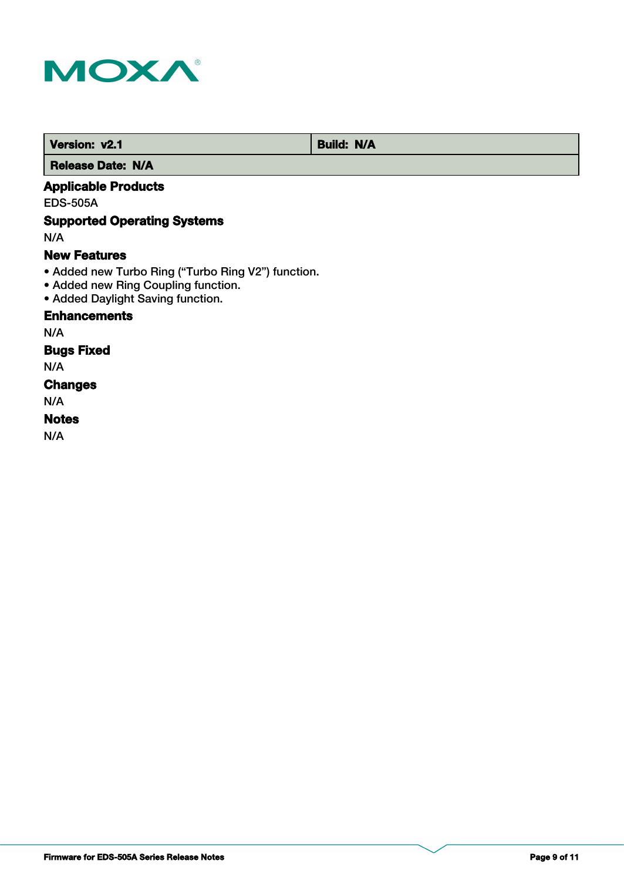| Version: v2.1 | Build: N/A |
| --- | --- |
| Release Date: N/A | |

## Applicable Products

EDS-505A

## Supported Operating Systems

N/A

## New Features

- Added new Turbo Ring (“Turbo Ring V2”) function.
- Added new Ring Coupling function.
- Added Daylight Saving function.

## Enhancements

N/A

## Bugs Fixed

N/A

## Changes

N/A

## Notes

N/A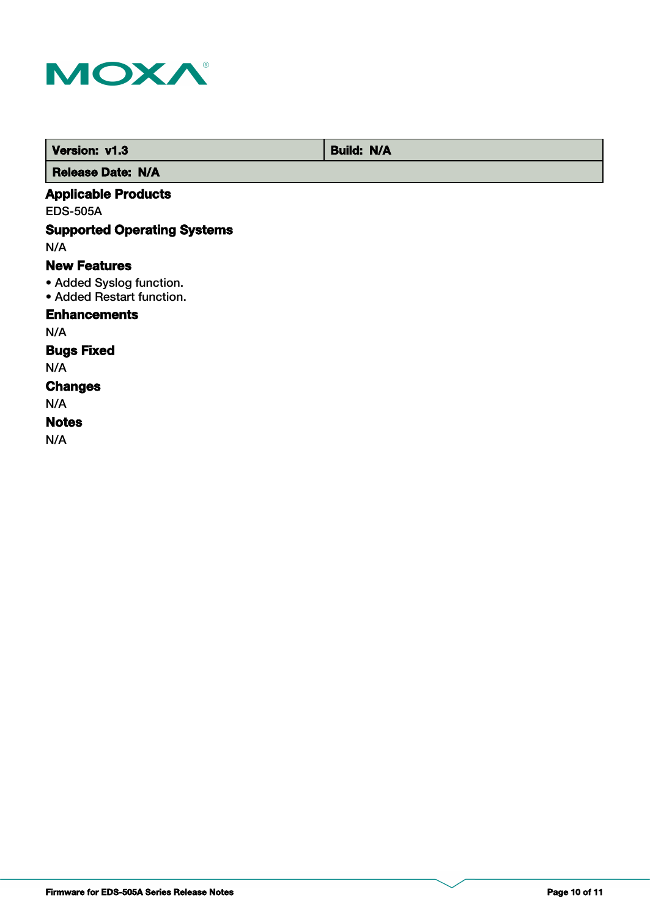| Version: v1.3 | Build: N/A |
| --- | --- |
| Release Date: N/A | |

### Applicable Products

EDS-505A

### Supported Operating Systems

N/A

### New Features

- Added Syslog function.
- Added Restart function.

### Enhancements

N/A

### Bugs Fixed

N/A

### Changes

N/A

### Notes

N/A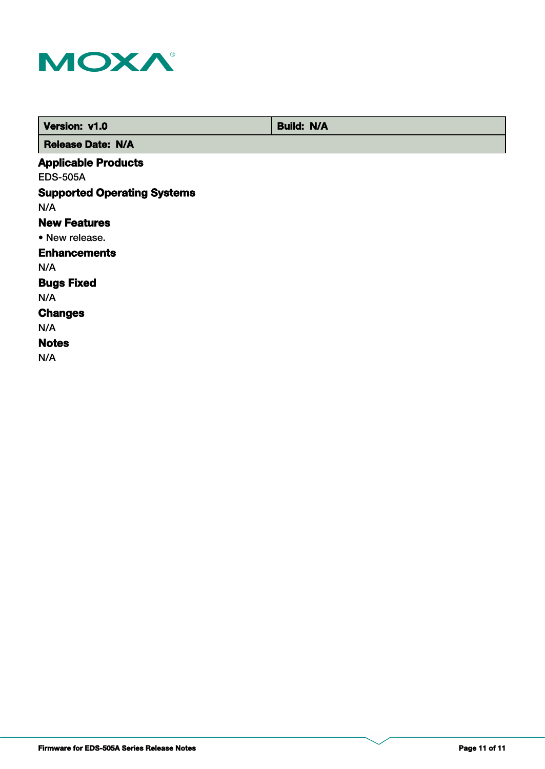| Version: v1.0 | Build: N/A |
| --- | --- |
| Release Date: N/A | |

**Applicable Products**

EDS-505A

**Supported Operating Systems**

N/A

**New Features**

- New release.

**Enhancements**

N/A

**Bugs Fixed**

N/A

**Changes**

N/A

**Notes**

N/A